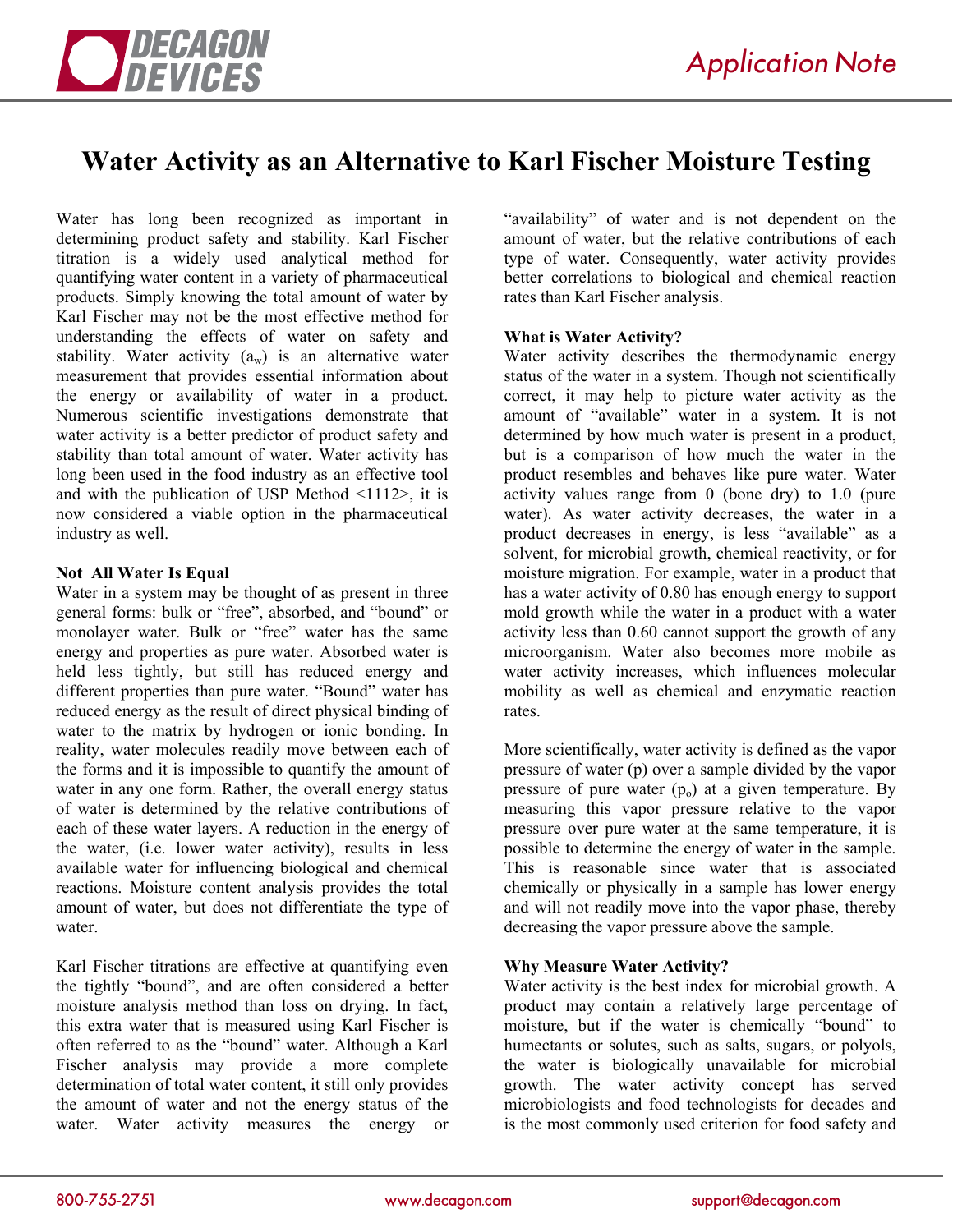# Water Activity as an Alternative to Karl Fischer Moisture Testing

Water has long been recognized as important in determining product safety and stability. Karl Fischer titration is a widely used analytical method for quantifying water content in a variety of pharmaceutical products. Simply knowing the total amount of water by Karl Fischer may not be the most effective method for understanding the effects of water on safety and stability. Water activity ($a_w$) is an alternative water measurement that provides essential information about the energy or availability of water in a product. Numerous scientific investigations demonstrate that water activity is a better predictor of product safety and stability than total amount of water. Water activity has long been used in the food industry as an effective tool and with the publication of USP Method <1112>, it is now considered a viable option in the pharmaceutical industry as well.

### Not All Water Is Equal

Water in a system may be thought of as present in three general forms: bulk or "free", absorbed, and "bound" or monolayer water. Bulk or "free" water has the same energy and properties as pure water. Absorbed water is held less tightly, but still has reduced energy and different properties than pure water. "Bound" water has reduced energy as the result of direct physical binding of water to the matrix by hydrogen or ionic bonding. In reality, water molecules readily move between each of the forms and it is impossible to quantify the amount of water in any one form. Rather, the overall energy status of water is determined by the relative contributions of each of these water layers. A reduction in the energy of the water, (i.e. lower water activity), results in less available water for influencing biological and chemical reactions. Moisture content analysis provides the total amount of water, but does not differentiate the type of water.

Karl Fischer titrations are effective at quantifying even the tightly "bound", and are often considered a better moisture analysis method than loss on drying. In fact, this extra water that is measured using Karl Fischer is often referred to as the "bound" water. Although a Karl Fischer analysis may provide a more complete determination of total water content, it still only provides the amount of water and not the energy status of the water. Water activity measures the energy or "availability" of water and is not dependent on the amount of water, but the relative contributions of each type of water. Consequently, water activity provides better correlations to biological and chemical reaction rates than Karl Fischer analysis.

### What is Water Activity?

Water activity describes the thermodynamic energy status of the water in a system. Though not scientifically correct, it may help to picture water activity as the amount of "available" water in a system. It is not determined by how much water is present in a product, but is a comparison of how much the water in the product resembles and behaves like pure water. Water activity values range from 0 (bone dry) to 1.0 (pure water). As water activity decreases, the water in a product decreases in energy, is less "available" as a solvent, for microbial growth, chemical reactivity, or for moisture migration. For example, water in a product that has a water activity of 0.80 has enough energy to support mold growth while the water in a product with a water activity less than 0.60 cannot support the growth of any microorganism. Water also becomes more mobile as water activity increases, which influences molecular mobility as well as chemical and enzymatic reaction rates.

More scientifically, water activity is defined as the vapor pressure of water ($p$) over a sample divided by the vapor pressure of pure water ($p_o$) at a given temperature. By measuring this vapor pressure relative to the vapor pressure over pure water at the same temperature, it is possible to determine the energy of water in the sample. This is reasonable since water that is associated chemically or physically in a sample has lower energy and will not readily move into the vapor phase, thereby decreasing the vapor pressure above the sample.

### Why Measure Water Activity?

Water activity is the best index for microbial growth. A product may contain a relatively large percentage of moisture, but if the water is chemically "bound" to humectants or solutes, such as salts, sugars, or polyols, the water is biologically unavailable for microbial growth. The water activity concept has served microbiologists and food technologists for decades and is the most commonly used criterion for food safety and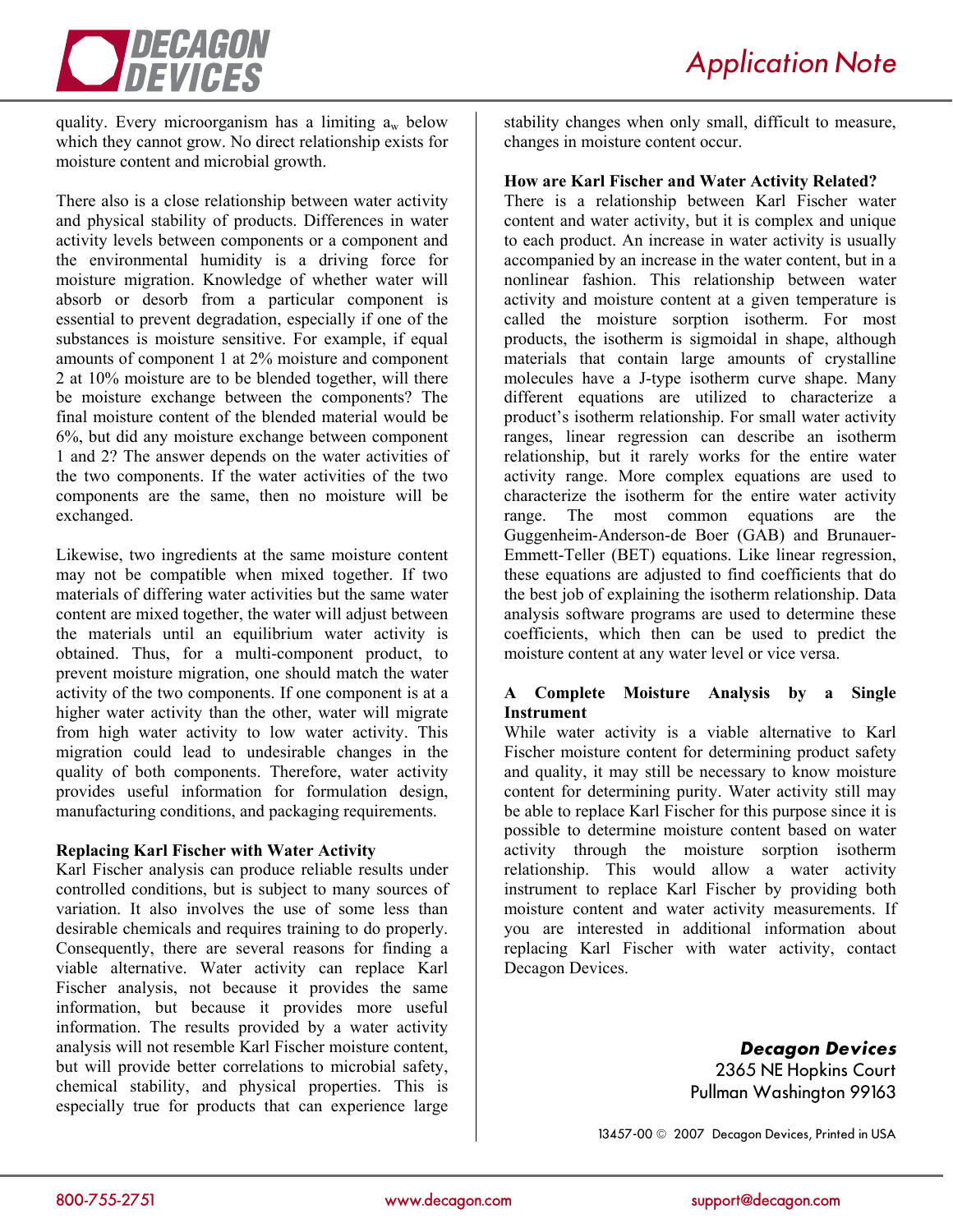quality. Every microorganism has a limiting $a_w$ below which they cannot grow. No direct relationship exists for moisture content and microbial growth.

There also is a close relationship between water activity and physical stability of products. Differences in water activity levels between components or a component and the environmental humidity is a driving force for moisture migration. Knowledge of whether water will absorb or desorb from a particular component is essential to prevent degradation, especially if one of the substances is moisture sensitive. For example, if equal amounts of component 1 at 2% moisture and component 2 at 10% moisture are to be blended together, will there be moisture exchange between the components? The final moisture content of the blended material would be 6%, but did any moisture exchange between component 1 and 2? The answer depends on the water activities of the two components. If the water activities of the two components are the same, then no moisture will be exchanged.

Likewise, two ingredients at the same moisture content may not be compatible when mixed together. If two materials of differing water activities but the same water content are mixed together, the water will adjust between the materials until an equilibrium water activity is obtained. Thus, for a multi-component product, to prevent moisture migration, one should match the water activity of the two components. If one component is at a higher water activity than the other, water will migrate from high water activity to low water activity. This migration could lead to undesirable changes in the quality of both components. Therefore, water activity provides useful information for formulation design, manufacturing conditions, and packaging requirements.

**Replacing Karl Fischer with Water Activity**

Karl Fischer analysis can produce reliable results under controlled conditions, but is subject to many sources of variation. It also involves the use of some less than desirable chemicals and requires training to do properly. Consequently, there are several reasons for finding a viable alternative. Water activity can replace Karl Fischer analysis, not because it provides the same information, but because it provides more useful information. The results provided by a water activity analysis will not resemble Karl Fischer moisture content, but will provide better correlations to microbial safety, chemical stability, and physical properties. This is especially true for products that can experience large stability changes when only small, difficult to measure, changes in moisture content occur.

**How are Karl Fischer and Water Activity Related?**

There is a relationship between Karl Fischer water content and water activity, but it is complex and unique to each product. An increase in water activity is usually accompanied by an increase in the water content, but in a nonlinear fashion. This relationship between water activity and moisture content at a given temperature is called the moisture sorption isotherm. For most products, the isotherm is sigmoidal in shape, although materials that contain large amounts of crystalline molecules have a J-type isotherm curve shape. Many different equations are utilized to characterize a product's isotherm relationship. For small water activity ranges, linear regression can describe an isotherm relationship, but it rarely works for the entire water activity range. More complex equations are used to characterize the isotherm for the entire water activity range. The most common equations are the Guggenheim-Anderson-de Boer (GAB) and Brunauer-Emmett-Teller (BET) equations. Like linear regression, these equations are adjusted to find coefficients that do the best job of explaining the isotherm relationship. Data analysis software programs are used to determine these coefficients, which then can be used to predict the moisture content at any water level or vice versa.

**A Complete Moisture Analysis by a Single Instrument**

While water activity is a viable alternative to Karl Fischer moisture content for determining product safety and quality, it may still be necessary to know moisture content for determining purity. Water activity still may be able to replace Karl Fischer for this purpose since it is possible to determine moisture content based on water activity through the moisture sorption isotherm relationship. This would allow a water activity instrument to replace Karl Fischer by providing both moisture content and water activity measurements. If you are interested in additional information about replacing Karl Fischer with water activity, contact Decagon Devices.

***Decagon Devices***
2365 NE Hopkins Court
Pullman Washington 99163

13457-00 © 2007 Decagon Devices, Printed in USA